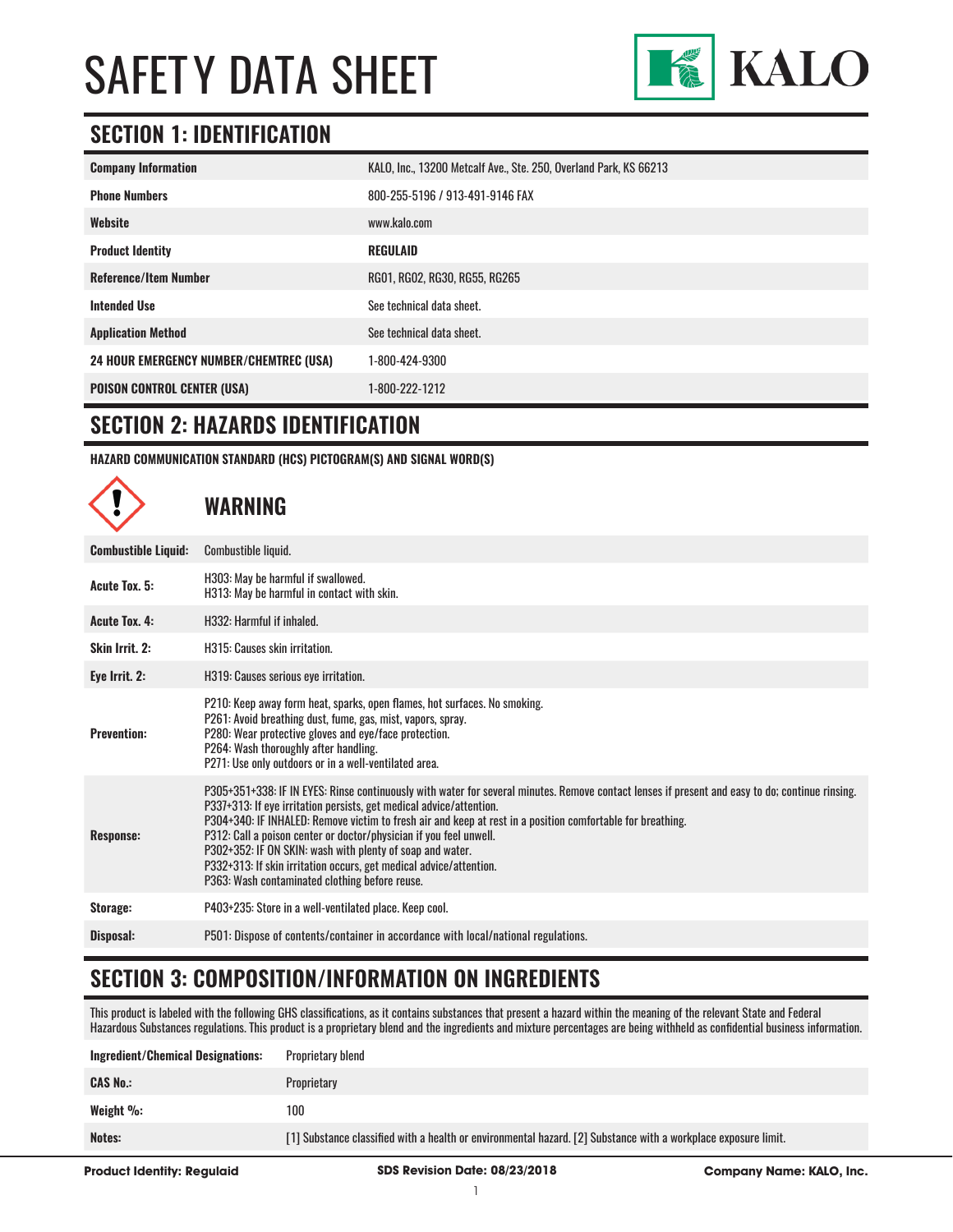# SAFETY DATA SHEET

KALO

## SECTION 1: IDENTIFICATION

| | |
|---|---|
| **Company Information** | KALO, Inc., 13200 Metcalf Ave., Ste. 250, Overland Park, KS 66213 |
| **Phone Numbers** | 800-255-5196 / 913-491-9146 FAX |
| **Website** | www.kalo.com |
| **Product Identity** | **REGULAID** |
| **Reference/Item Number** | RG01, RG02, RG30, RG55, RG265 |
| **Intended Use** | See technical data sheet. |
| **Application Method** | See technical data sheet. |
| **24 HOUR EMERGENCY NUMBER/CHEMTREC (USA)** | 1-800-424-9300 |
| **POISON CONTROL CENTER (USA)** | 1-800-222-1212 |

## SECTION 2: HAZARDS IDENTIFICATION

**HAZARD COMMUNICATION STANDARD (HCS) PICTOGRAM(S) AND SIGNAL WORD(S)**

### WARNING

| | |
|---|---|
| **Combustible Liquid:** | Combustible liquid. |
| **Acute Tox. 5:** | H303: May be harmful if swallowed.<br>H313: May be harmful in contact with skin. |
| **Acute Tox. 4:** | H332: Harmful if inhaled. |
| **Skin Irrit. 2:** | H315: Causes skin irritation. |
| **Eye Irrit. 2:** | H319: Causes serious eye irritation. |
| **Prevention:** | P210: Keep away form heat, sparks, open flames, hot surfaces. No smoking.<br>P261: Avoid breathing dust, fume, gas, mist, vapors, spray.<br>P280: Wear protective gloves and eye/face protection.<br>P264: Wash thoroughly after handling.<br>P271: Use only outdoors or in a well-ventilated area. |
| **Response:** | P305+351+338: IF IN EYES: Rinse continuously with water for several minutes. Remove contact lenses if present and easy to do; continue rinsing.<br>P337+313: If eye irritation persists, get medical advice/attention.<br>P304+340: IF INHALED: Remove victim to fresh air and keep at rest in a position comfortable for breathing.<br>P312: Call a poison center or doctor/physician if you feel unwell.<br>P302+352: IF ON SKIN: wash with plenty of soap and water.<br>P332+313: If skin irritation occurs, get medical advice/attention.<br>P363: Wash contaminated clothing before reuse. |
| **Storage:** | P403+235: Store in a well-ventilated place. Keep cool. |
| **Disposal:** | P501: Dispose of contents/container in accordance with local/national regulations. |

## SECTION 3: COMPOSITION/INFORMATION ON INGREDIENTS

This product is labeled with the following GHS classifications, as it contains substances that present a hazard within the meaning of the relevant State and Federal Hazardous Substances regulations. This product is a proprietary blend and the ingredients and mixture percentages are being withheld as confidential business information.

| | |
|---|---|
| **Ingredient/Chemical Designations:** | Proprietary blend |
| **CAS No.:** | Proprietary |
| **Weight %:** | 100 |
| **Notes:** | [1] Substance classified with a health or environmental hazard. [2] Substance with a workplace exposure limit. |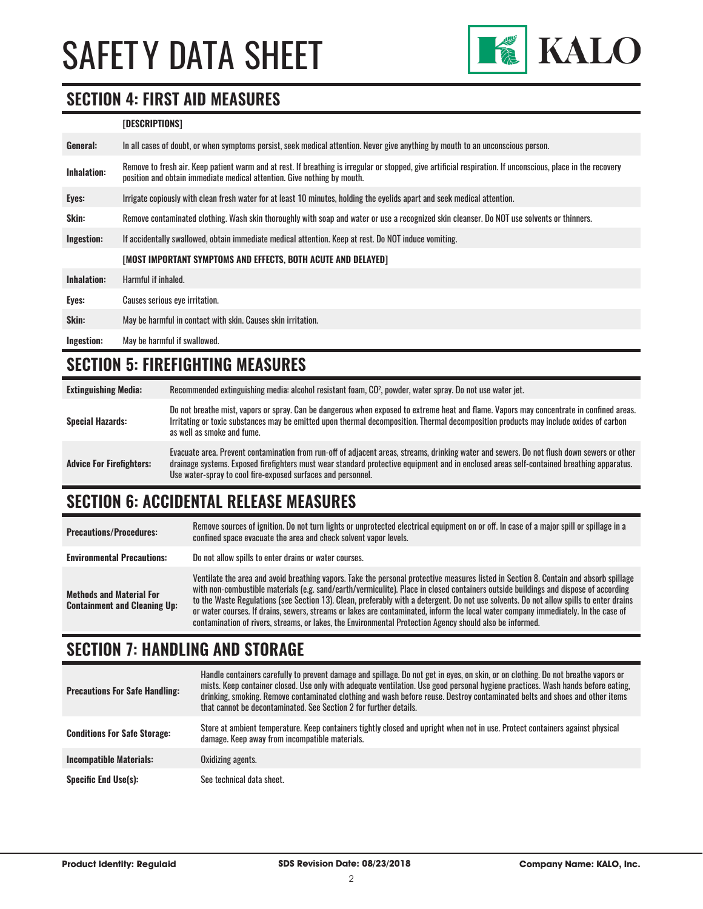## SECTION 4: FIRST AID MEASURES

| | [DESCRIPTIONS] |
|---|---|
| **General:** | In all cases of doubt, or when symptoms persist, seek medical attention. Never give anything by mouth to an unconscious person. |
| **Inhalation:** | Remove to fresh air. Keep patient warm and at rest. If breathing is irregular or stopped, give artificial respiration. If unconscious, place in the recovery position and obtain immediate medical attention. Give nothing by mouth. |
| **Eyes:** | Irrigate copiously with clean fresh water for at least 10 minutes, holding the eyelids apart and seek medical attention. |
| **Skin:** | Remove contaminated clothing. Wash skin thoroughly with soap and water or use a recognized skin cleanser. Do NOT use solvents or thinners. |
| **Ingestion:** | If accidentally swallowed, obtain immediate medical attention. Keep at rest. Do NOT induce vomiting. |
| | **[MOST IMPORTANT SYMPTOMS AND EFFECTS, BOTH ACUTE AND DELAYED]** |
| **Inhalation:** | Harmful if inhaled. |
| **Eyes:** | Causes serious eye irritation. |
| **Skin:** | May be harmful in contact with skin. Causes skin irritation. |
| **Ingestion:** | May be harmful if swallowed. |

## SECTION 5: FIREFIGHTING MEASURES

| | |
|---|---|
| **Extinguishing Media:** | Recommended extinguishing media: alcohol resistant foam, $CO^2$, powder, water spray. Do not use water jet. |
| **Special Hazards:** | Do not breathe mist, vapors or spray. Can be dangerous when exposed to extreme heat and flame. Vapors may concentrate in confined areas. Irritating or toxic substances may be emitted upon thermal decomposition. Thermal decomposition products may include oxides of carbon as well as smoke and fume. |
| **Advice For Firefighters:** | Evacuate area. Prevent contamination from run-off of adjacent areas, streams, drinking water and sewers. Do not flush down sewers or other drainage systems. Exposed firefighters must wear standard protective equipment and in enclosed areas self-contained breathing apparatus. Use water-spray to cool fire-exposed surfaces and personnel. |

## SECTION 6: ACCIDENTAL RELEASE MEASURES

| | |
|---|---|
| **Precautions/Procedures:** | Remove sources of ignition. Do not turn lights or unprotected electrical equipment on or off. In case of a major spill or spillage in a confined space evacuate the area and check solvent vapor levels. |
| **Environmental Precautions:** | Do not allow spills to enter drains or water courses. |
| **Methods and Material For Containment and Cleaning Up:** | Ventilate the area and avoid breathing vapors. Take the personal protective measures listed in Section 8. Contain and absorb spillage with non-combustible materials (e.g. sand/earth/vermiculite). Place in closed containers outside buildings and dispose of according to the Waste Regulations (see Section 13). Clean, preferably with a detergent. Do not use solvents. Do not allow spills to enter drains or water courses. If drains, sewers, streams or lakes are contaminated, inform the local water company immediately. In the case of contamination of rivers, streams, or lakes, the Environmental Protection Agency should also be informed. |

## SECTION 7: HANDLING AND STORAGE

| | |
|---|---|
| **Precautions For Safe Handling:** | Handle containers carefully to prevent damage and spillage. Do not get in eyes, on skin, or on clothing. Do not breathe vapors or mists. Keep container closed. Use only with adequate ventilation. Use good personal hygiene practices. Wash hands before eating, drinking, smoking. Remove contaminated clothing and wash before reuse. Destroy contaminated belts and shoes and other items that cannot be decontaminated. See Section 2 for further details. |
| **Conditions For Safe Storage:** | Store at ambient temperature. Keep containers tightly closed and upright when not in use. Protect containers against physical damage. Keep away from incompatible materials. |
| **Incompatible Materials:** | Oxidizing agents. |
| **Specific End Use(s):** | See technical data sheet. |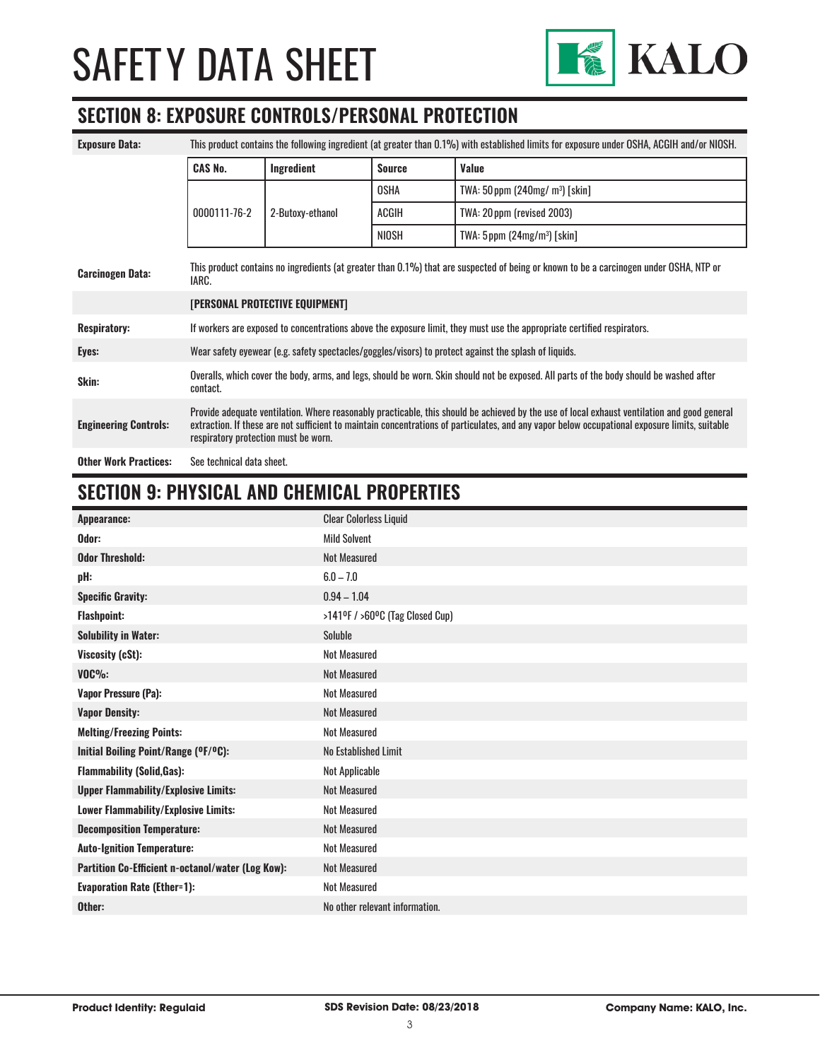# SAFETY DATA SHEET

## SECTION 8: EXPOSURE CONTROLS/PERSONAL PROTECTION

**Exposure Data:** This product contains the following ingredient (at greater than 0.1%) with established limits for exposure under OSHA, ACGIH and/or NIOSH.

| CAS No. | Ingredient | Source | Value |
|---|---|---|---|
| 0000111-76-2 | 2-Butoxy-ethanol | OSHA | TWA: 50 ppm (240mg/ $m^3$) [skin] |
| | | ACGIH | TWA: 20 ppm (revised 2003) |
| | | NIOSH | TWA: 5 ppm (24mg/$m^3$) [skin] |

**Carcinogen Data:** This product contains no ingredients (at greater than 0.1%) that are suspected of being or known to be a carcinogen under OSHA, NTP or IARC.

**[PERSONAL PROTECTIVE EQUIPMENT]**

**Respiratory:** If workers are exposed to concentrations above the exposure limit, they must use the appropriate certified respirators.

**Eyes:** Wear safety eyewear (e.g. safety spectacles/goggles/visors) to protect against the splash of liquids.

**Skin:** Overalls, which cover the body, arms, and legs, should be worn. Skin should not be exposed. All parts of the body should be washed after contact.

**Engineering Controls:** Provide adequate ventilation. Where reasonably practicable, this should be achieved by the use of local exhaust ventilation and good general extraction. If these are not sufficient to maintain concentrations of particulates, and any vapor below occupational exposure limits, suitable respiratory protection must be worn.

**Other Work Practices:** See technical data sheet.

## SECTION 9: PHYSICAL AND CHEMICAL PROPERTIES

| Property | Value |
|---|---|
| **Appearance:** | Clear Colorless Liquid |
| **Odor:** | Mild Solvent |
| **Odor Threshold:** | Not Measured |
| **pH:** | 6.0 – 7.0 |
| **Specific Gravity:** | 0.94 – 1.04 |
| **Flashpoint:** | >141ºF / >60ºC (Tag Closed Cup) |
| **Solubility in Water:** | Soluble |
| **Viscosity (cSt):** | Not Measured |
| **VOC%:** | Not Measured |
| **Vapor Pressure (Pa):** | Not Measured |
| **Vapor Density:** | Not Measured |
| **Melting/Freezing Points:** | Not Measured |
| **Initial Boiling Point/Range (ºF/ºC):** | No Established Limit |
| **Flammability (Solid,Gas):** | Not Applicable |
| **Upper Flammability/Explosive Limits:** | Not Measured |
| **Lower Flammability/Explosive Limits:** | Not Measured |
| **Decomposition Temperature:** | Not Measured |
| **Auto-Ignition Temperature:** | Not Measured |
| **Partition Co-Efficient n-octanol/water (Log Kow):** | Not Measured |
| **Evaporation Rate (Ether=1):** | Not Measured |
| **Other:** | No other relevant information. |

**Product Identity: Regulaid** | **SDS Revision Date: 08/23/2018** | **Company Name: KALO, Inc.**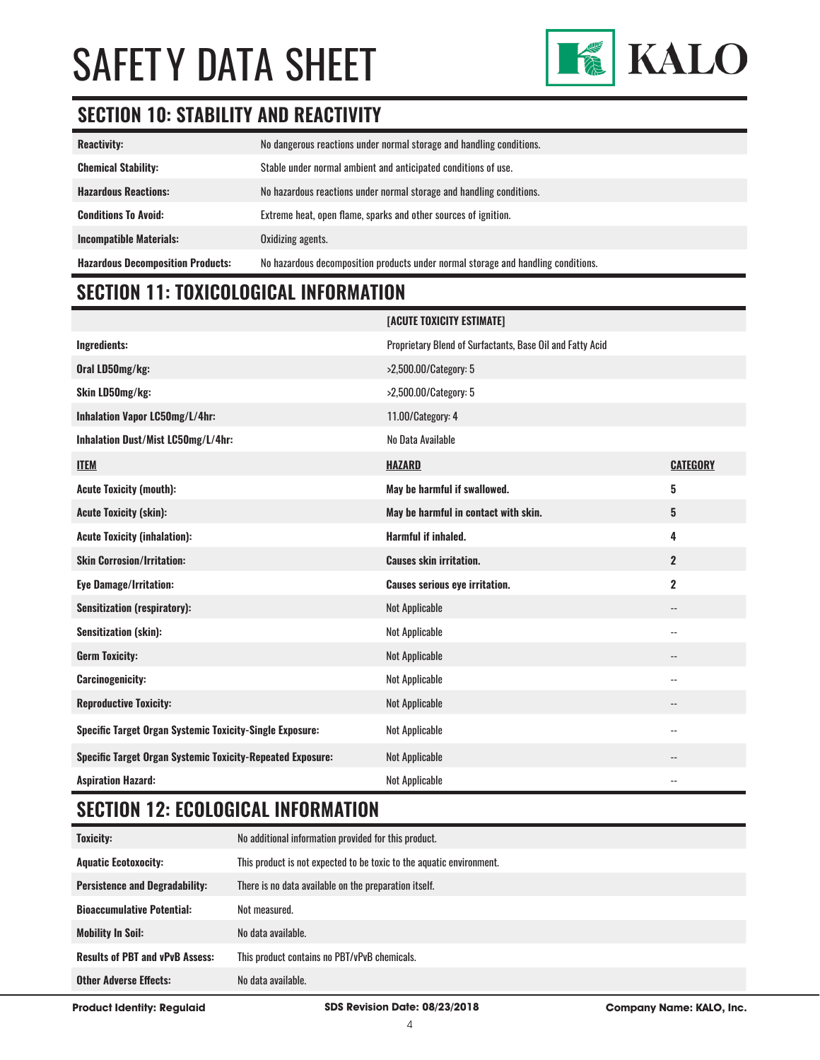# SAFETY DATA SHEET

## SECTION 10: STABILITY AND REACTIVITY

| | |
|---|---|
| **Reactivity:** | No dangerous reactions under normal storage and handling conditions. |
| **Chemical Stability:** | Stable under normal ambient and anticipated conditions of use. |
| **Hazardous Reactions:** | No hazardous reactions under normal storage and handling conditions. |
| **Conditions To Avoid:** | Extreme heat, open flame, sparks and other sources of ignition. |
| **Incompatible Materials:** | Oxidizing agents. |
| **Hazardous Decomposition Products:** | No hazardous decomposition products under normal storage and handling conditions. |

## SECTION 11: TOXICOLOGICAL INFORMATION

| | **[ACUTE TOXICITY ESTIMATE]** | |
|---|---|---|
| **Ingredients:** | Proprietary Blend of Surfactants, Base Oil and Fatty Acid | |
| **Oral LD50mg/kg:** | >2,500.00/Category: 5 | |
| **Skin LD50mg/kg:** | >2,500.00/Category: 5 | |
| **Inhalation Vapor LC50mg/L/4hr:** | 11.00/Category: 4 | |
| **Inhalation Dust/Mist LC50mg/L/4hr:** | No Data Available | |
| **ITEM** | **HAZARD** | **CATEGORY** |
| **Acute Toxicity (mouth):** | **May be harmful if swallowed.** | **5** |
| **Acute Toxicity (skin):** | **May be harmful in contact with skin.** | **5** |
| **Acute Toxicity (inhalation):** | **Harmful if inhaled.** | **4** |
| **Skin Corrosion/Irritation:** | **Causes skin irritation.** | **2** |
| **Eye Damage/Irritation:** | **Causes serious eye irritation.** | **2** |
| **Sensitization (respiratory):** | Not Applicable | -- |
| **Sensitization (skin):** | Not Applicable | -- |
| **Germ Toxicity:** | Not Applicable | -- |
| **Carcinogenicity:** | Not Applicable | -- |
| **Reproductive Toxicity:** | Not Applicable | -- |
| **Specific Target Organ Systemic Toxicity-Single Exposure:** | Not Applicable | -- |
| **Specific Target Organ Systemic Toxicity-Repeated Exposure:** | Not Applicable | -- |
| **Aspiration Hazard:** | Not Applicable | -- |

## SECTION 12: ECOLOGICAL INFORMATION

| | |
|---|---|
| **Toxicity:** | No additional information provided for this product. |
| **Aquatic Ecotoxocity:** | This product is not expected to be toxic to the aquatic environment. |
| **Persistence and Degradability:** | There is no data available on the preparation itself. |
| **Bioaccumulative Potential:** | Not measured. |
| **Mobility In Soil:** | No data available. |
| **Results of PBT and vPvB Assess:** | This product contains no PBT/vPvB chemicals. |
| **Other Adverse Effects:** | No data available. |

**Product Identity: Regulaid** | **SDS Revision Date: 08/23/2018** | **Company Name: KALO, Inc.**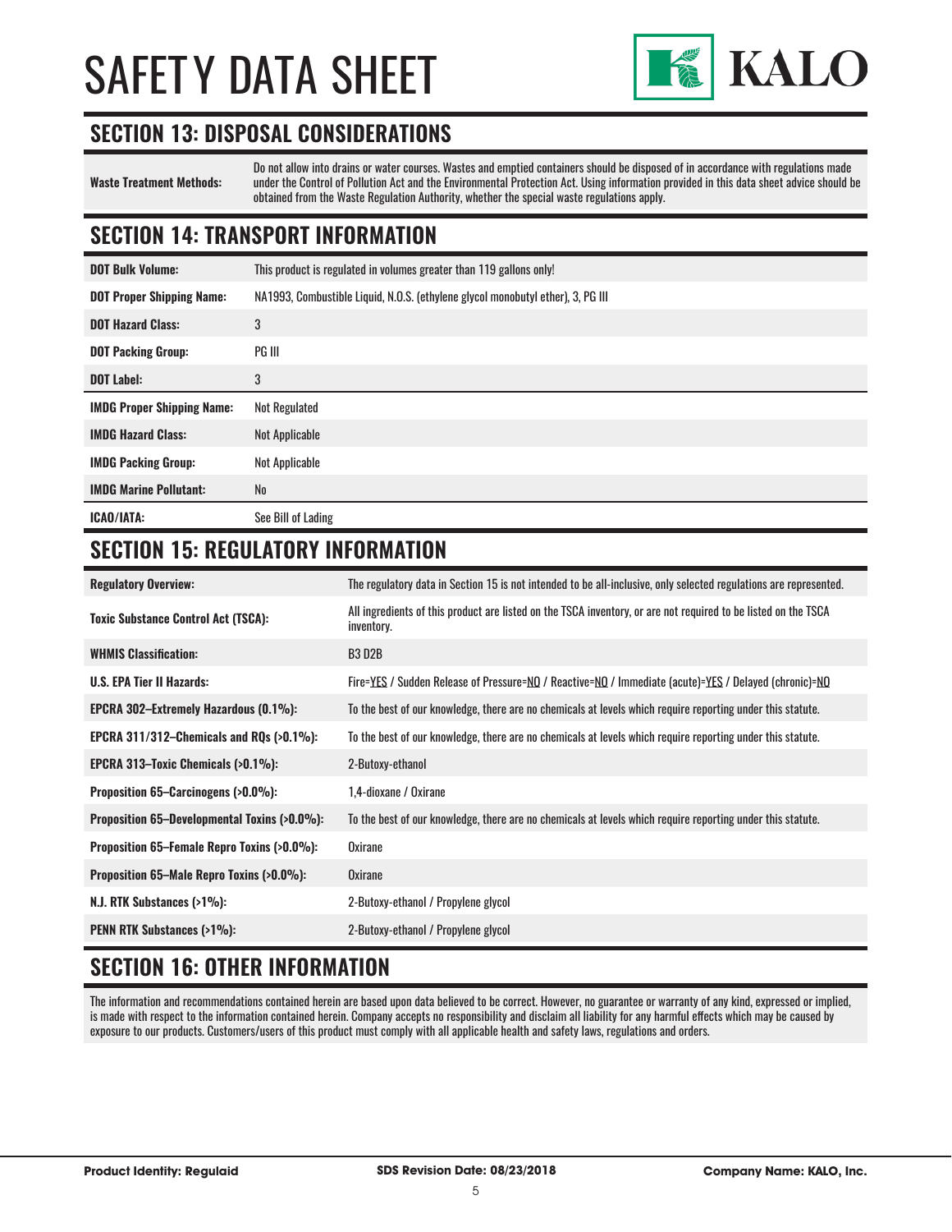# SAFETY DATA SHEET

## SECTION 13: DISPOSAL CONSIDERATIONS

| | |
|---|---|
| **Waste Treatment Methods:** | Do not allow into drains or water courses. Wastes and emptied containers should be disposed of in accordance with regulations made under the Control of Pollution Act and the Environmental Protection Act. Using information provided in this data sheet advice should be obtained from the Waste Regulation Authority, whether the special waste regulations apply. |

## SECTION 14: TRANSPORT INFORMATION

| | |
|---|---|
| **DOT Bulk Volume:** | This product is regulated in volumes greater than 119 gallons only! |
| **DOT Proper Shipping Name:** | NA1993, Combustible Liquid, N.O.S. (ethylene glycol monobutyl ether), 3, PG III |
| **DOT Hazard Class:** | 3 |
| **DOT Packing Group:** | PG III |
| **DOT Label:** | 3 |
| **IMDG Proper Shipping Name:** | Not Regulated |
| **IMDG Hazard Class:** | Not Applicable |
| **IMDG Packing Group:** | Not Applicable |
| **IMDG Marine Pollutant:** | No |
| **ICAO/IATA:** | See Bill of Lading |

## SECTION 15: REGULATORY INFORMATION

| | |
|---|---|
| **Regulatory Overview:** | The regulatory data in Section 15 is not intended to be all-inclusive, only selected regulations are represented. |
| **Toxic Substance Control Act (TSCA):** | All ingredients of this product are listed on the TSCA inventory, or are not required to be listed on the TSCA inventory. |
| **WHMIS Classification:** | B3 D2B |
| **U.S. EPA Tier II Hazards:** | Fire=YES / Sudden Release of Pressure=NO / Reactive=NO / Immediate (acute)=YES / Delayed (chronic)=NO |
| **EPCRA 302–Extremely Hazardous (0.1%):** | To the best of our knowledge, there are no chemicals at levels which require reporting under this statute. |
| **EPCRA 311/312–Chemicals and RQs (>0.1%):** | To the best of our knowledge, there are no chemicals at levels which require reporting under this statute. |
| **EPCRA 313–Toxic Chemicals (>0.1%):** | 2-Butoxy-ethanol |
| **Proposition 65–Carcinogens (>0.0%):** | 1,4-dioxane / Oxirane |
| **Proposition 65–Developmental Toxins (>0.0%):** | To the best of our knowledge, there are no chemicals at levels which require reporting under this statute. |
| **Proposition 65–Female Repro Toxins (>0.0%):** | Oxirane |
| **Proposition 65–Male Repro Toxins (>0.0%):** | Oxirane |
| **N.J. RTK Substances (>1%):** | 2-Butoxy-ethanol / Propylene glycol |
| **PENN RTK Substances (>1%):** | 2-Butoxy-ethanol / Propylene glycol |

## SECTION 16: OTHER INFORMATION

The information and recommendations contained herein are based upon data believed to be correct. However, no guarantee or warranty of any kind, expressed or implied, is made with respect to the information contained herein. Company accepts no responsibility and disclaim all liability for any harmful effects which may be caused by exposure to our products. Customers/users of this product must comply with all applicable health and safety laws, regulations and orders.

**Product Identity: Regulaid** | **SDS Revision Date: 08/23/2018** | **Company Name: KALO, Inc.**